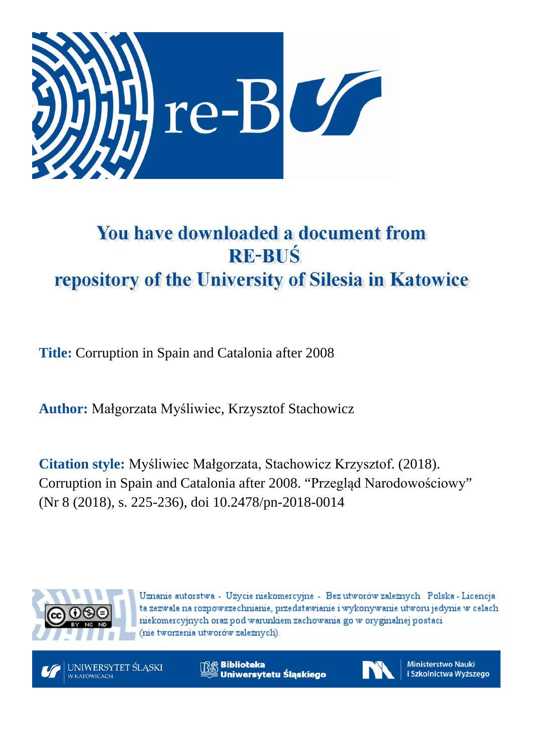# You have downloaded a document from RE-BUŚ repository of the University of Silesia in Katowice

**Title:** Corruption in Spain and Catalonia after 2008

**Author:** Małgorzata Myśliwiec, Krzysztof Stachowicz

**Citation style:** Myśliwiec Małgorzata, Stachowicz Krzysztof. (2018). Corruption in Spain and Catalonia after 2008. "Przegląd Narodowościowy" (Nr 8 (2018), s. 225-236), doi 10.2478/pn-2018-0014

Uznanie autorstwa - Użycie niekomercyjne - Bez utworów zależnych Polska - Licencja ta zezwala na rozpowszechnianie, przedstawianie i wykonywanie utworu jedynie w celach niekomercyjnych oraz pod warunkiem zachowania go w oryginalnej postaci (nie tworzenia utworów zależnych).

UNIWERSYTET ŚLĄSKI W KATOWICACH

Biblioteka Uniwersytetu Śląskiego

Ministerstwo Nauki i Szkolnictwa Wyższego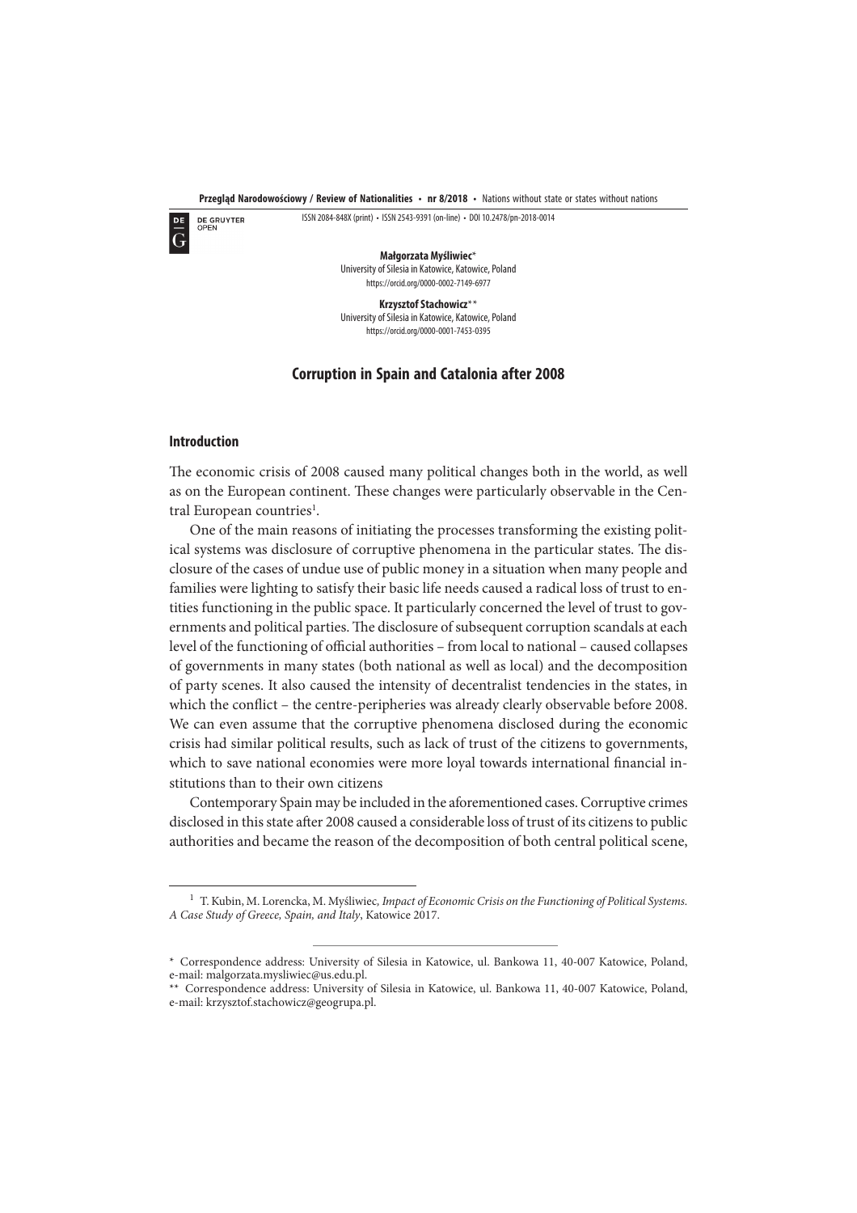**Małgorzata Myśliwiec***
University of Silesia in Katowice, Katowice, Poland
https://orcid.org/0000-0002-7149-6977

**Krzysztof Stachowicz****
University of Silesia in Katowice, Katowice, Poland
https://orcid.org/0000-0001-7453-0395

# Corruption in Spain and Catalonia after 2008

## Introduction

The economic crisis of 2008 caused many political changes both in the world, as well as on the European continent. These changes were particularly observable in the Central European countries[1].

One of the main reasons of initiating the processes transforming the existing political systems was disclosure of corruptive phenomena in the particular states. The disclosure of the cases of undue use of public money in a situation when many people and families were lighting to satisfy their basic life needs caused a radical loss of trust to entities functioning in the public space. It particularly concerned the level of trust to governments and political parties. The disclosure of subsequent corruption scandals at each level of the functioning of official authorities – from local to national – caused collapses of governments in many states (both national as well as local) and the decomposition of party scenes. It also caused the intensity of decentralist tendencies in the states, in which the conflict – the centre-peripheries was already clearly observable before 2008. We can even assume that the corruptive phenomena disclosed during the economic crisis had similar political results, such as lack of trust of the citizens to governments, which to save national economies were more loyal towards international financial institutions than to their own citizens

Contemporary Spain may be included in the aforementioned cases. Corruptive crimes disclosed in this state after 2008 caused a considerable loss of trust of its citizens to public authorities and became the reason of the decomposition of both central political scene,

---

[1] T. Kubin, M. Lorencka, M. Myśliwiec, *Impact of Economic Crisis on the Functioning of Political Systems. A Case Study of Greece, Spain, and Italy*, Katowice 2017.

* Correspondence address: University of Silesia in Katowice, ul. Bankowa 11, 40-007 Katowice, Poland, e-mail: malgorzata.mysliwiec@us.edu.pl.

** Correspondence address: University of Silesia in Katowice, ul. Bankowa 11, 40-007 Katowice, Poland, e-mail: krzysztof.stachowicz@geogrupa.pl.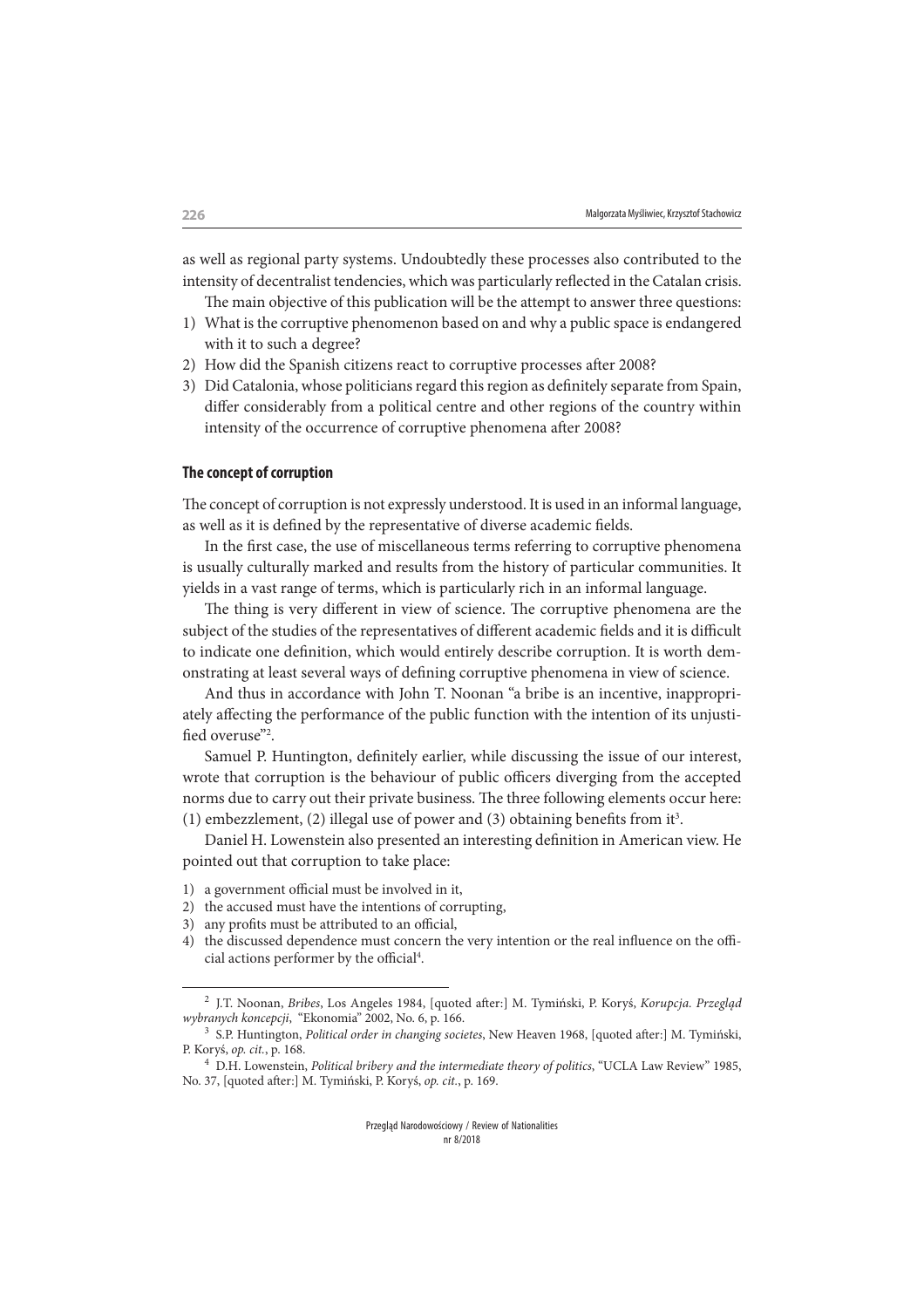as well as regional party systems. Undoubtedly these processes also contributed to the intensity of decentralist tendencies, which was particularly reflected in the Catalan crisis.

The main objective of this publication will be the attempt to answer three questions:

1) What is the corruptive phenomenon based on and why a public space is endangered with it to such a degree?
2) How did the Spanish citizens react to corruptive processes after 2008?
3) Did Catalonia, whose politicians regard this region as definitely separate from Spain, differ considerably from a political centre and other regions of the country within intensity of the occurrence of corruptive phenomena after 2008?

## The concept of corruption

The concept of corruption is not expressly understood. It is used in an informal language, as well as it is defined by the representative of diverse academic fields.

In the first case, the use of miscellaneous terms referring to corruptive phenomena is usually culturally marked and results from the history of particular communities. It yields in a vast range of terms, which is particularly rich in an informal language.

The thing is very different in view of science. The corruptive phenomena are the subject of the studies of the representatives of different academic fields and it is difficult to indicate one definition, which would entirely describe corruption. It is worth demonstrating at least several ways of defining corruptive phenomena in view of science.

And thus in accordance with John T. Noonan "a bribe is an incentive, inappropriately affecting the performance of the public function with the intention of its unjustified overuse"[2].

Samuel P. Huntington, definitely earlier, while discussing the issue of our interest, wrote that corruption is the behaviour of public officers diverging from the accepted norms due to carry out their private business. The three following elements occur here: (1) embezzlement, (2) illegal use of power and (3) obtaining benefits from it[3].

Daniel H. Lowenstein also presented an interesting definition in American view. He pointed out that corruption to take place:

1) a government official must be involved in it,
2) the accused must have the intentions of corrupting,
3) any profits must be attributed to an official,
4) the discussed dependence must concern the very intention or the real influence on the official actions performer by the official[4].

---

[2] J.T. Noonan, *Bribes*, Los Angeles 1984, [quoted after:] M. Tymiński, P. Koryś, *Korupcja. Przegląd wybranych koncepcji*, "Ekonomia" 2002, No. 6, p. 166.

[3] S.P. Huntington, *Political order in changing societes*, New Heaven 1968, [quoted after:] M. Tymiński, P. Koryś, *op. cit.*, p. 168.

[4] D.H. Lowenstein, *Political bribery and the intermediate theory of politics*, "UCLA Law Review" 1985, No. 37, [quoted after:] M. Tymiński, P. Koryś, *op. cit.*, p. 169.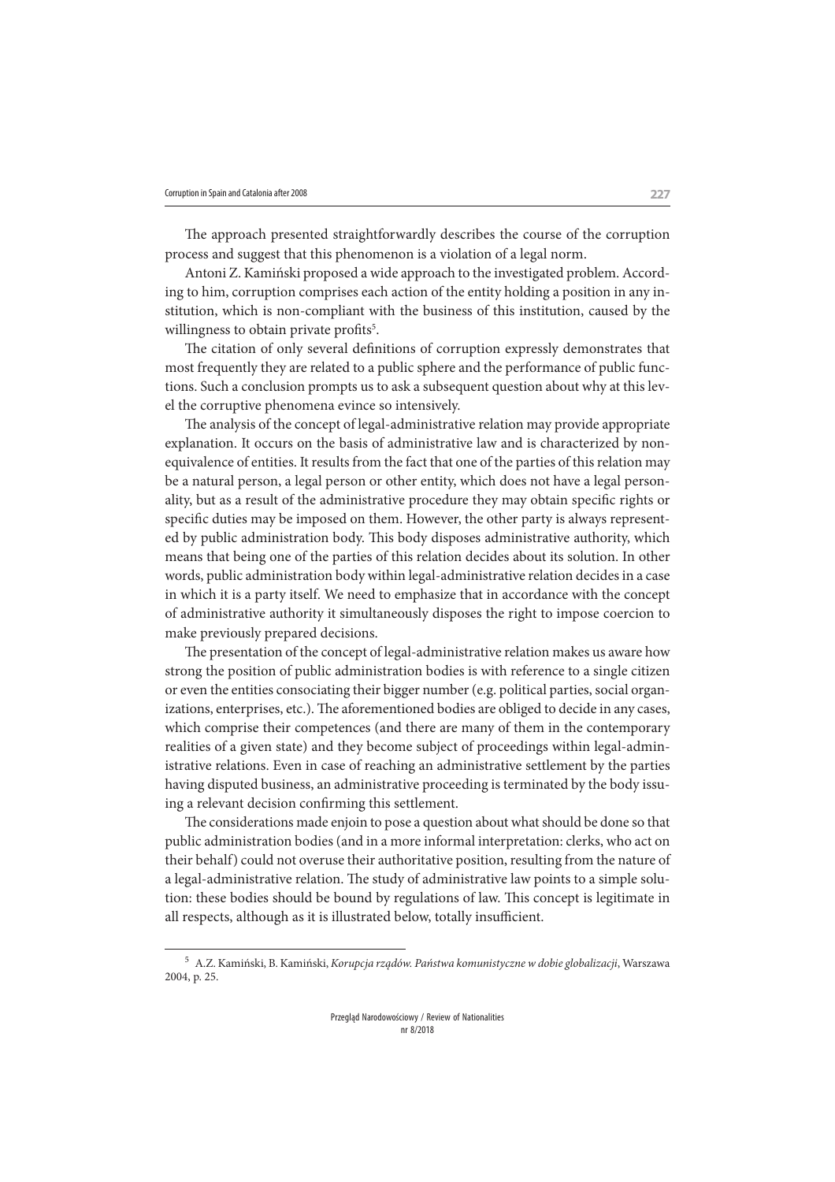The approach presented straightforwardly describes the course of the corruption process and suggest that this phenomenon is a violation of a legal norm.

Antoni Z. Kamiński proposed a wide approach to the investigated problem. According to him, corruption comprises each action of the entity holding a position in any institution, which is non-compliant with the business of this institution, caused by the willingness to obtain private profits[5].

The citation of only several definitions of corruption expressly demonstrates that most frequently they are related to a public sphere and the performance of public functions. Such a conclusion prompts us to ask a subsequent question about why at this level the corruptive phenomena evince so intensively.

The analysis of the concept of legal-administrative relation may provide appropriate explanation. It occurs on the basis of administrative law and is characterized by non-equivalence of entities. It results from the fact that one of the parties of this relation may be a natural person, a legal person or other entity, which does not have a legal personality, but as a result of the administrative procedure they may obtain specific rights or specific duties may be imposed on them. However, the other party is always represented by public administration body. This body disposes administrative authority, which means that being one of the parties of this relation decides about its solution. In other words, public administration body within legal-administrative relation decides in a case in which it is a party itself. We need to emphasize that in accordance with the concept of administrative authority it simultaneously disposes the right to impose coercion to make previously prepared decisions.

The presentation of the concept of legal-administrative relation makes us aware how strong the position of public administration bodies is with reference to a single citizen or even the entities consociating their bigger number (e.g. political parties, social organizations, enterprises, etc.). The aforementioned bodies are obliged to decide in any cases, which comprise their competences (and there are many of them in the contemporary realities of a given state) and they become subject of proceedings within legal-administrative relations. Even in case of reaching an administrative settlement by the parties having disputed business, an administrative proceeding is terminated by the body issuing a relevant decision confirming this settlement.

The considerations made enjoin to pose a question about what should be done so that public administration bodies (and in a more informal interpretation: clerks, who act on their behalf) could not overuse their authoritative position, resulting from the nature of a legal-administrative relation. The study of administrative law points to a simple solution: these bodies should be bound by regulations of law. This concept is legitimate in all respects, although as it is illustrated below, totally insufficient.

---

[5] A.Z. Kamiński, B. Kamiński, *Korupcja rządów. Państwa komunistyczne w dobie globalizacji*, Warszawa 2004, p. 25.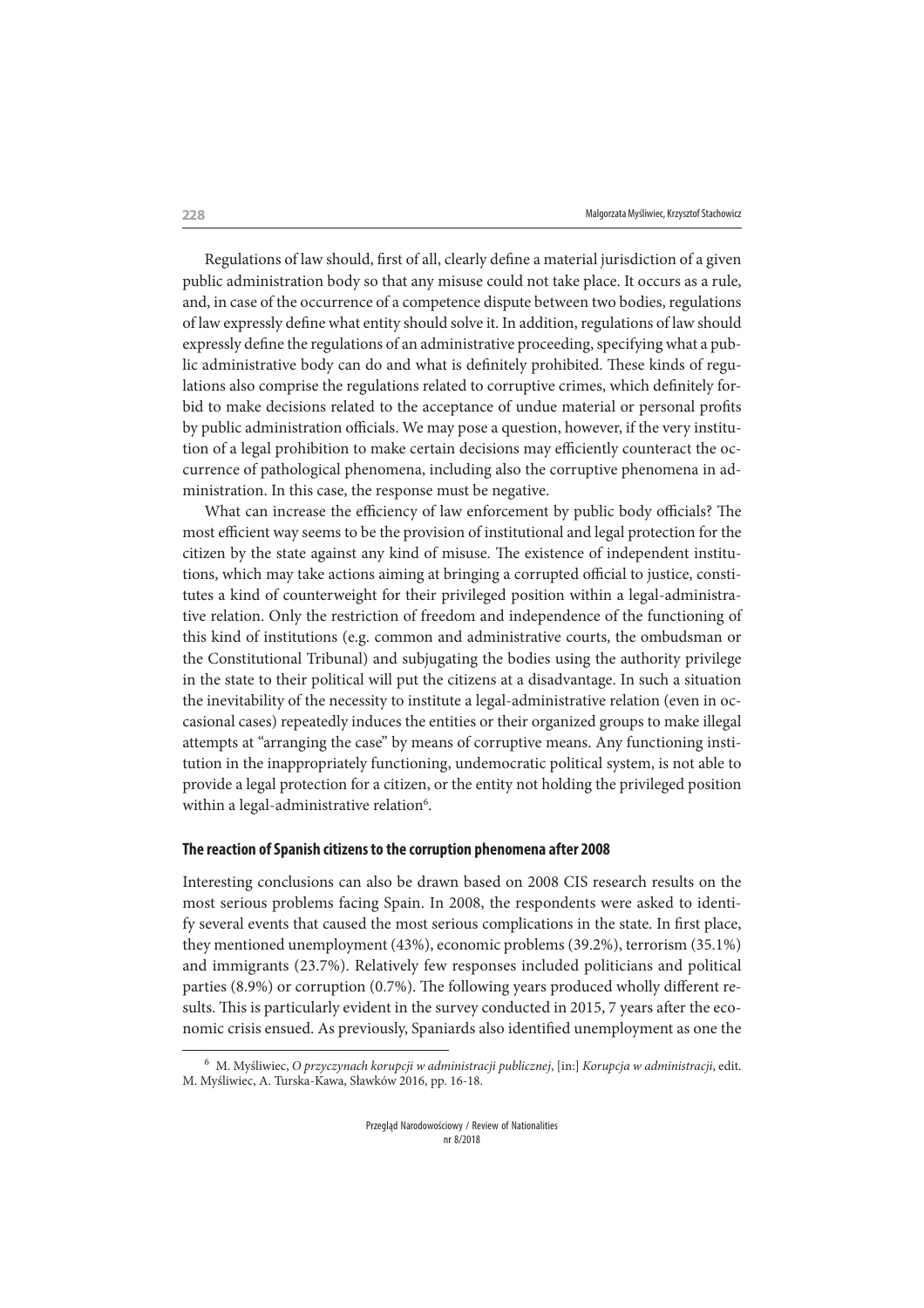Regulations of law should, first of all, clearly define a material jurisdiction of a given public administration body so that any misuse could not take place. It occurs as a rule, and, in case of the occurrence of a competence dispute between two bodies, regulations of law expressly define what entity should solve it. In addition, regulations of law should expressly define the regulations of an administrative proceeding, specifying what a public administrative body can do and what is definitely prohibited. These kinds of regulations also comprise the regulations related to corruptive crimes, which definitely forbid to make decisions related to the acceptance of undue material or personal profits by public administration officials. We may pose a question, however, if the very institution of a legal prohibition to make certain decisions may efficiently counteract the occurrence of pathological phenomena, including also the corruptive phenomena in administration. In this case, the response must be negative.

What can increase the efficiency of law enforcement by public body officials? The most efficient way seems to be the provision of institutional and legal protection for the citizen by the state against any kind of misuse. The existence of independent institutions, which may take actions aiming at bringing a corrupted official to justice, constitutes a kind of counterweight for their privileged position within a legal-administrative relation. Only the restriction of freedom and independence of the functioning of this kind of institutions (e.g. common and administrative courts, the ombudsman or the Constitutional Tribunal) and subjugating the bodies using the authority privilege in the state to their political will put the citizens at a disadvantage. In such a situation the inevitability of the necessity to institute a legal-administrative relation (even in occasional cases) repeatedly induces the entities or their organized groups to make illegal attempts at "arranging the case" by means of corruptive means. Any functioning institution in the inappropriately functioning, undemocratic political system, is not able to provide a legal protection for a citizen, or the entity not holding the privileged position within a legal-administrative relation[6].

### The reaction of Spanish citizens to the corruption phenomena after 2008

Interesting conclusions can also be drawn based on 2008 CIS research results on the most serious problems facing Spain. In 2008, the respondents were asked to identify several events that caused the most serious complications in the state. In first place, they mentioned unemployment (43%), economic problems (39.2%), terrorism (35.1%) and immigrants (23.7%). Relatively few responses included politicians and political parties (8.9%) or corruption (0.7%). The following years produced wholly different results. This is particularly evident in the survey conducted in 2015, 7 years after the economic crisis ensued. As previously, Spaniards also identified unemployment as one the

---

[6] M. Myśliwiec, *O przyczynach korupcji w administracji publicznej*, [in:] *Korupcja w administracji*, edit. M. Myśliwiec, A. Turska-Kawa, Sławków 2016, pp. 16-18.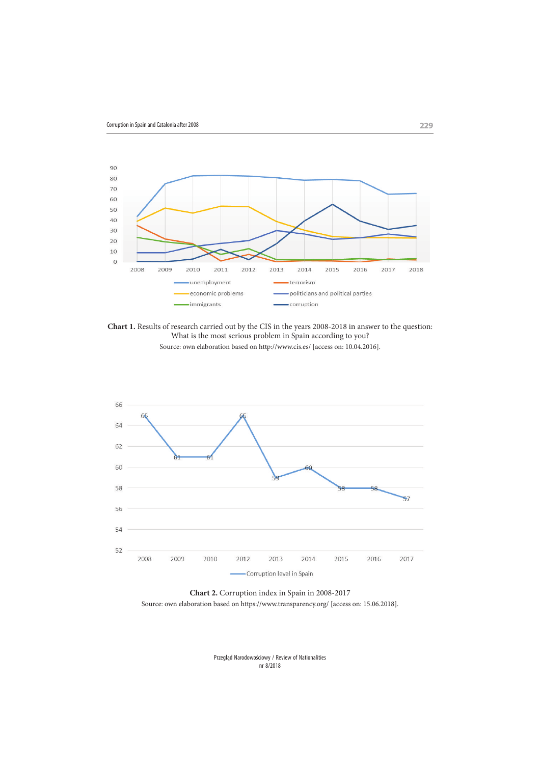90
80
70
60
50
40
30
20
10
0

2008 2009 2010 2011 2012 2013 2014 2015 2016 2017 2018

unemployment
terrorism
economic problems
politicians and political parties
immigrants
corruption

**Chart 1.** Results of research carried out by the CIS in the years 2008-2018 in answer to the question: What is the most serious problem in Spain according to you?

Source: own elaboration based on http://www.cis.es/ [access on: 10.04.2016].

66
64
62
60
58
56
54
52

65
61
61
65
59
60
58
58
57

2008 2009 2010 2012 2013 2014 2015 2016 2017

Corruption level in Spain

**Chart 2.** Corruption index in Spain in 2008-2017

Source: own elaboration based on https://www.transparency.org/ [access on: 15.06.2018].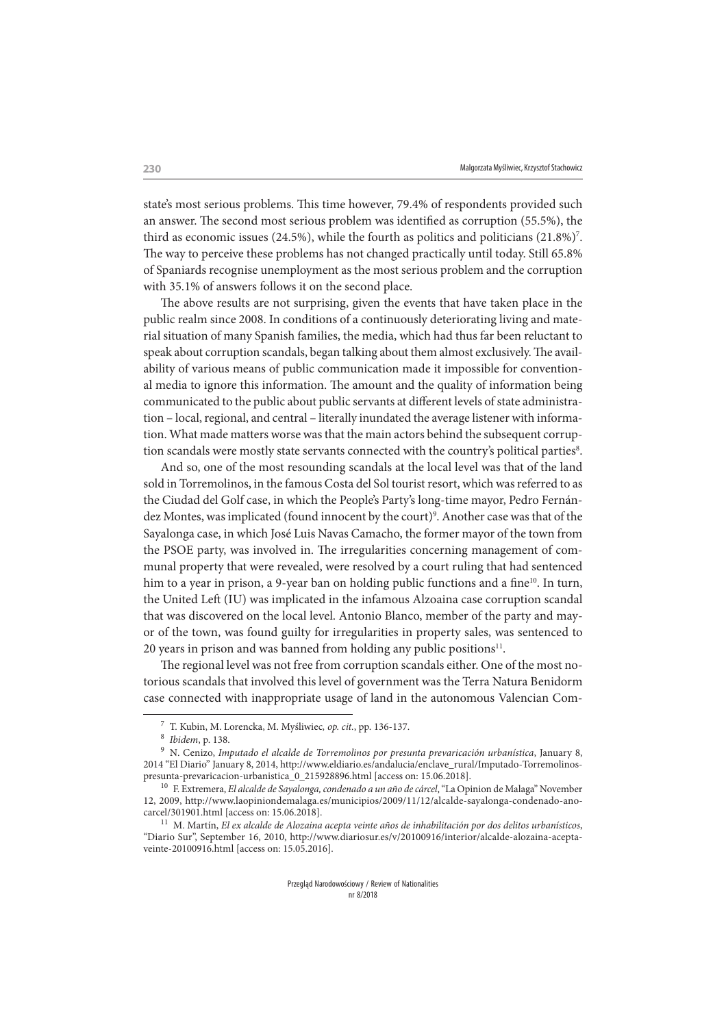state's most serious problems. This time however, 79.4% of respondents provided such an answer. The second most serious problem was identified as corruption (55.5%), the third as economic issues (24.5%), while the fourth as politics and politicians (21.8%)[7]. The way to perceive these problems has not changed practically until today. Still 65.8% of Spaniards recognise unemployment as the most serious problem and the corruption with 35.1% of answers follows it on the second place.

The above results are not surprising, given the events that have taken place in the public realm since 2008. In conditions of a continuously deteriorating living and material situation of many Spanish families, the media, which had thus far been reluctant to speak about corruption scandals, began talking about them almost exclusively. The availability of various means of public communication made it impossible for conventional media to ignore this information. The amount and the quality of information being communicated to the public about public servants at different levels of state administration – local, regional, and central – literally inundated the average listener with information. What made matters worse was that the main actors behind the subsequent corruption scandals were mostly state servants connected with the country's political parties[8].

And so, one of the most resounding scandals at the local level was that of the land sold in Torremolinos, in the famous Costa del Sol tourist resort, which was referred to as the Ciudad del Golf case, in which the People's Party's long-time mayor, Pedro Fernández Montes, was implicated (found innocent by the court)[9]. Another case was that of the Sayalonga case, in which José Luis Navas Camacho, the former mayor of the town from the PSOE party, was involved in. The irregularities concerning management of communal property that were revealed, were resolved by a court ruling that had sentenced him to a year in prison, a 9-year ban on holding public functions and a fine[10]. In turn, the United Left (IU) was implicated in the infamous Alzoaina case corruption scandal that was discovered on the local level. Antonio Blanco, member of the party and mayor of the town, was found guilty for irregularities in property sales, was sentenced to 20 years in prison and was banned from holding any public positions[11].

The regional level was not free from corruption scandals either. One of the most notorious scandals that involved this level of government was the Terra Natura Benidorm case connected with inappropriate usage of land in the autonomous Valencian Com-

---

[7] T. Kubin, M. Lorencka, M. Myśliwiec, *op. cit.*, pp. 136-137.

[8] *Ibidem*, p. 138.

[9] N. Cenizo, *Imputado el alcalde de Torremolinos por presunta prevaricación urbanística*, January 8, 2014 "El Diario" January 8, 2014, http://www.eldiario.es/andalucia/enclave_rural/Imputado-Torremolinos-presunta-prevaricacion-urbanistica_0_215928896.html [access on: 15.06.2018].

[10] F. Extremera, *El alcalde de Sayalonga, condenado a un año de cárcel*, "La Opinion de Malaga" November 12, 2009, http://www.laopiniondemalaga.es/municipios/2009/11/12/alcalde-sayalonga-condenado-ano-carcel/301901.html [access on: 15.06.2018].

[11] M. Martín, *El ex alcalde de Alozaina acepta veinte años de inhabilitación por dos delitos urbanísticos*, "Diario Sur", September 16, 2010, http://www.diariosur.es/v/20100916/interior/alcalde-alozaina-acepta-veinte-20100916.html [access on: 15.05.2016].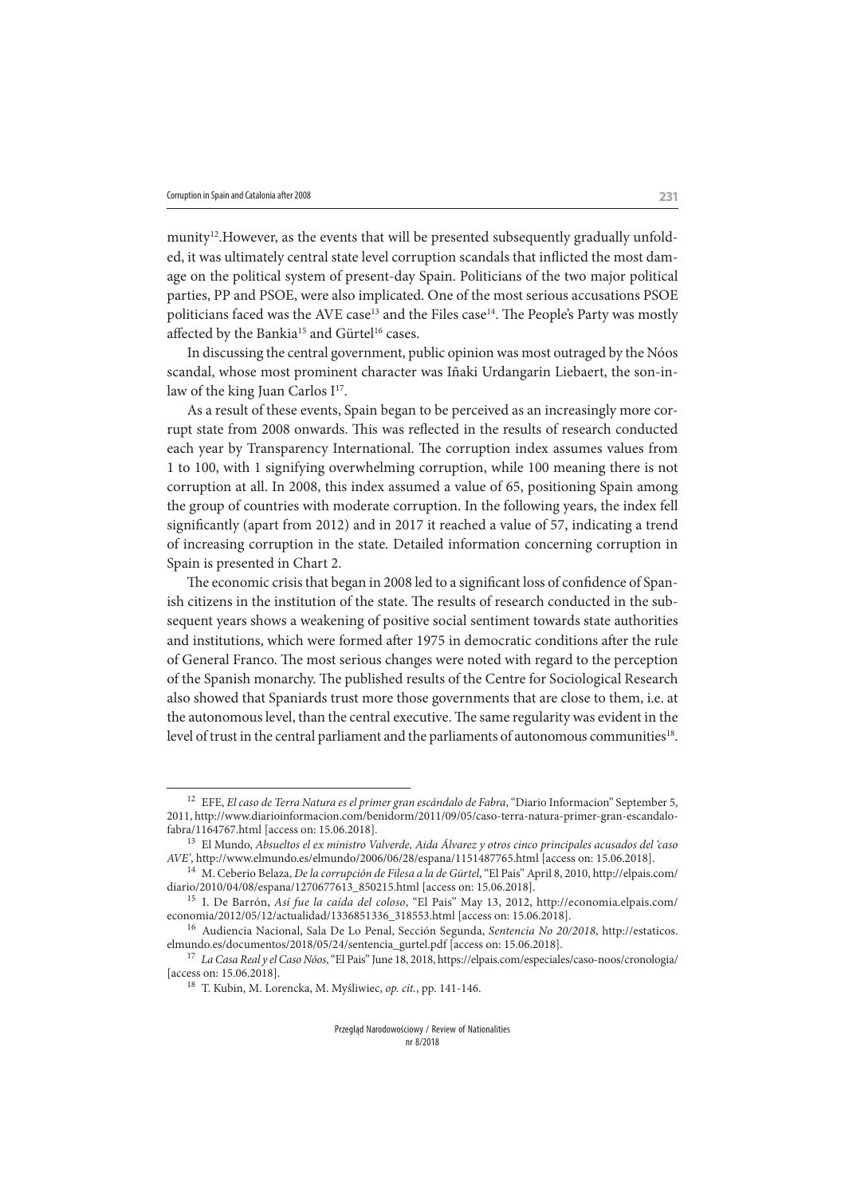munity[12].However, as the events that will be presented subsequently gradually unfolded, it was ultimately central state level corruption scandals that inflicted the most damage on the political system of present-day Spain. Politicians of the two major political parties, PP and PSOE, were also implicated. One of the most serious accusations PSOE politicians faced was the AVE case[13] and the Files case[14]. The People's Party was mostly affected by the Bankia[15] and Gürtel[16] cases.

In discussing the central government, public opinion was most outraged by the Nóos scandal, whose most prominent character was Iñaki Urdangarin Liebaert, the son-in-law of the king Juan Carlos I[17].

As a result of these events, Spain began to be perceived as an increasingly more corrupt state from 2008 onwards. This was reflected in the results of research conducted each year by Transparency International. The corruption index assumes values from 1 to 100, with 1 signifying overwhelming corruption, while 100 meaning there is not corruption at all. In 2008, this index assumed a value of 65, positioning Spain among the group of countries with moderate corruption. In the following years, the index fell significantly (apart from 2012) and in 2017 it reached a value of 57, indicating a trend of increasing corruption in the state. Detailed information concerning corruption in Spain is presented in Chart 2.

The economic crisis that began in 2008 led to a significant loss of confidence of Spanish citizens in the institution of the state. The results of research conducted in the subsequent years shows a weakening of positive social sentiment towards state authorities and institutions, which were formed after 1975 in democratic conditions after the rule of General Franco. The most serious changes were noted with regard to the perception of the Spanish monarchy. The published results of the Centre for Sociological Research also showed that Spaniards trust more those governments that are close to them, i.e. at the autonomous level, than the central executive. The same regularity was evident in the level of trust in the central parliament and the parliaments of autonomous communities[18].

---

[12] EFE, *El caso de Terra Natura es el primer gran escándalo de Fabra*, "Diario Informacion" September 5, 2011, http://www.diarioinformacion.com/benidorm/2011/09/05/caso-terra-natura-primer-gran-escandalo-fabra/1164767.html [access on: 15.06.2018].

[13] El Mundo, *Absueltos el ex ministro Valverde, Aida Álvarez y otros cinco principales acusados del 'caso AVE'*, http://www.elmundo.es/elmundo/2006/06/28/espana/1151487765.html [access on: 15.06.2018].

[14] M. Ceberio Belaza, *De la corrupción de Filesa a la de Gürtel*, "El Pais" April 8, 2010, http://elpais.com/diario/2010/04/08/espana/1270677613_850215.html [access on: 15.06.2018].

[15] I. De Barrón, *Así fue la caída del coloso*, "El Pais" May 13, 2012, http://economia.elpais.com/economia/2012/05/12/actualidad/1336851336_318553.html [access on: 15.06.2018].

[16] Audiencia Nacional, Sala De Lo Penal, Sección Segunda, *Sentencia No 20/2018*, http://estaticos.elmundo.es/documentos/2018/05/24/sentencia_gurtel.pdf [access on: 15.06.2018].

[17] *La Casa Real y el Caso Nóos*, "El Pais" June 18, 2018, https://elpais.com/especiales/caso-noos/cronologia/ [access on: 15.06.2018].

[18] T. Kubin, M. Lorencka, M. Myśliwiec, *op. cit.*, pp. 141-146.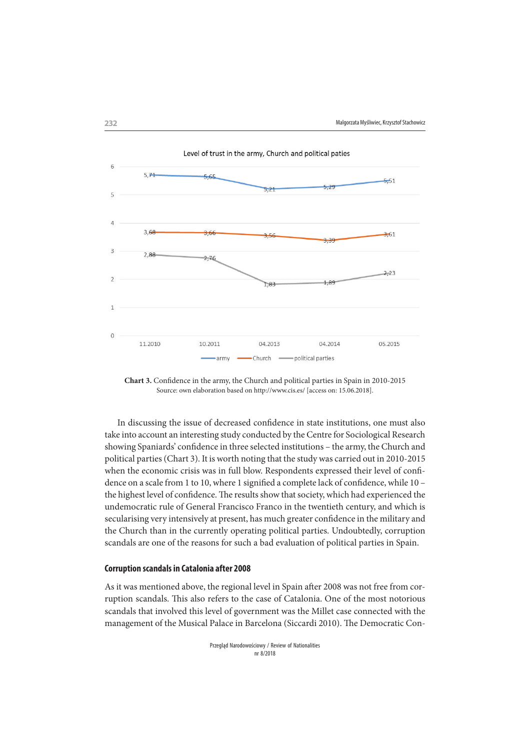Level of trust in the army, Church and political paties

| | 11.2010 | 10.2011 | 04.2013 | 04.2014 | 05.2015 |
|---|---|---|---|---|---|
| army | 5,71 | 5,65 | 5,21 | 5,29 | 5,51 |
| Church | 3,68 | 3,66 | 3,56 | 3,39 | 3,61 |
| political parties | 2,88 | 2,76 | 1,83 | 1,89 | 2,23 |

**Chart 3.** Confidence in the army, the Church and political parties in Spain in 2010-2015
Source: own elaboration based on http://www.cis.es/ [access on: 15.06.2018].

In discussing the issue of decreased confidence in state institutions, one must also take into account an interesting study conducted by the Centre for Sociological Research showing Spaniards' confidence in three selected institutions – the army, the Church and political parties (Chart 3). It is worth noting that the study was carried out in 2010-2015 when the economic crisis was in full blow. Respondents expressed their level of confidence on a scale from 1 to 10, where 1 signified a complete lack of confidence, while 10 – the highest level of confidence. The results show that society, which had experienced the undemocratic rule of General Francisco Franco in the twentieth century, and which is secularising very intensively at present, has much greater confidence in the military and the Church than in the currently operating political parties. Undoubtedly, corruption scandals are one of the reasons for such a bad evaluation of political parties in Spain.

### Corruption scandals in Catalonia after 2008

As it was mentioned above, the regional level in Spain after 2008 was not free from corruption scandals. This also refers to the case of Catalonia. One of the most notorious scandals that involved this level of government was the Millet case connected with the management of the Musical Palace in Barcelona (Siccardi 2010). The Democratic Con-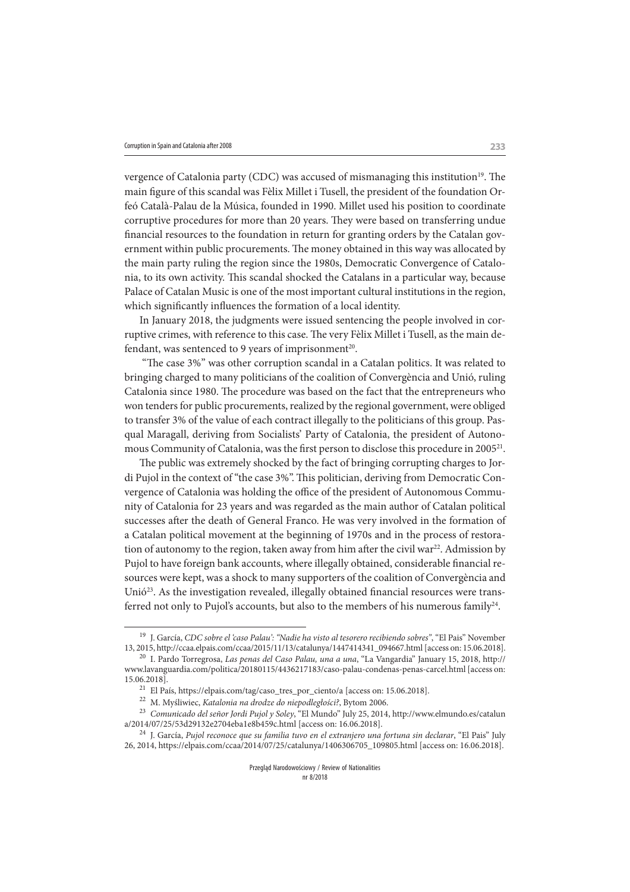vergence of Catalonia party (CDC) was accused of mismanaging this institution[19]. The main figure of this scandal was Fèlix Millet i Tusell, the president of the foundation Orfeó Català-Palau de la Música, founded in 1990. Millet used his position to coordinate corruptive procedures for more than 20 years. They were based on transferring undue financial resources to the foundation in return for granting orders by the Catalan government within public procurements. The money obtained in this way was allocated by the main party ruling the region since the 1980s, Democratic Convergence of Catalonia, to its own activity. This scandal shocked the Catalans in a particular way, because Palace of Catalan Music is one of the most important cultural institutions in the region, which significantly influences the formation of a local identity.

In January 2018, the judgments were issued sentencing the people involved in corruptive crimes, with reference to this case. The very Fèlix Millet i Tusell, as the main defendant, was sentenced to 9 years of imprisonment[20].

"The case 3%" was other corruption scandal in a Catalan politics. It was related to bringing charged to many politicians of the coalition of Convergència and Unió, ruling Catalonia since 1980. The procedure was based on the fact that the entrepreneurs who won tenders for public procurements, realized by the regional government, were obliged to transfer 3% of the value of each contract illegally to the politicians of this group. Pasqual Maragall, deriving from Socialists' Party of Catalonia, the president of Autonomous Community of Catalonia, was the first person to disclose this procedure in 2005[21].

The public was extremely shocked by the fact of bringing corrupting charges to Jordi Pujol in the context of "the case 3%". This politician, deriving from Democratic Convergence of Catalonia was holding the office of the president of Autonomous Community of Catalonia for 23 years and was regarded as the main author of Catalan political successes after the death of General Franco. He was very involved in the formation of a Catalan political movement at the beginning of 1970s and in the process of restoration of autonomy to the region, taken away from him after the civil war[22]. Admission by Pujol to have foreign bank accounts, where illegally obtained, considerable financial resources were kept, was a shock to many supporters of the coalition of Convergència and Unió[23]. As the investigation revealed, illegally obtained financial resources were transferred not only to Pujol's accounts, but also to the members of his numerous family[24].

---

[19] J. García, *CDC sobre el 'caso Palau': "Nadie ha visto al tesorero recibiendo sobres"*, "El Pais" November 13, 2015, http://ccaa.elpais.com/ccaa/2015/11/13/catalunya/1447414341_094667.html [access on: 15.06.2018].

[20] I. Pardo Torregrosa, *Las penas del Caso Palau, una a una*, "La Vangardia" January 15, 2018, http://www.lavanguardia.com/politica/20180115/4436217183/caso-palau-condenas-penas-carcel.html [access on: 15.06.2018].

[21] El País, https://elpais.com/tag/caso_tres_por_ciento/a [access on: 15.06.2018].

[22] M. Myśliwiec, *Katalonia na drodze do niepodległości?*, Bytom 2006.

[23] *Comunicado del señor Jordi Pujol y Soley*, "El Mundo" July 25, 2014, http://www.elmundo.es/catalunya/2014/07/25/53d29132e2704eba1e8b459c.html [access on: 16.06.2018].

[24] J. García, *Pujol reconoce que su familia tuvo en el extranjero una fortuna sin declarar*, "El Pais" July 26, 2014, https://elpais.com/ccaa/2014/07/25/catalunya/1406306705_109805.html [access on: 16.06.2018].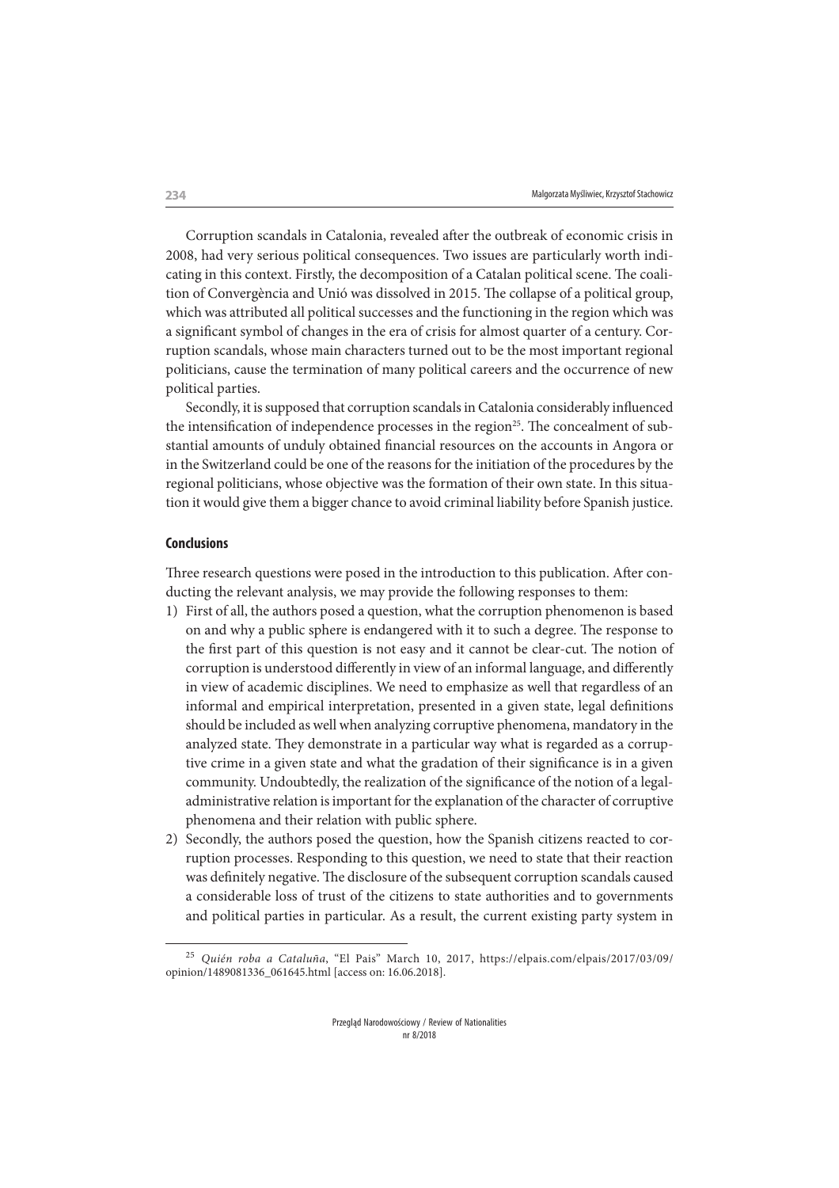Corruption scandals in Catalonia, revealed after the outbreak of economic crisis in 2008, had very serious political consequences. Two issues are particularly worth indicating in this context. Firstly, the decomposition of a Catalan political scene. The coalition of Convergència and Unió was dissolved in 2015. The collapse of a political group, which was attributed all political successes and the functioning in the region which was a significant symbol of changes in the era of crisis for almost quarter of a century. Corruption scandals, whose main characters turned out to be the most important regional politicians, cause the termination of many political careers and the occurrence of new political parties.

Secondly, it is supposed that corruption scandals in Catalonia considerably influenced the intensification of independence processes in the region[25]. The concealment of substantial amounts of unduly obtained financial resources on the accounts in Angora or in the Switzerland could be one of the reasons for the initiation of the procedures by the regional politicians, whose objective was the formation of their own state. In this situation it would give them a bigger chance to avoid criminal liability before Spanish justice.

## Conclusions

Three research questions were posed in the introduction to this publication. After conducting the relevant analysis, we may provide the following responses to them:

1) First of all, the authors posed a question, what the corruption phenomenon is based on and why a public sphere is endangered with it to such a degree. The response to the first part of this question is not easy and it cannot be clear-cut. The notion of corruption is understood differently in view of an informal language, and differently in view of academic disciplines. We need to emphasize as well that regardless of an informal and empirical interpretation, presented in a given state, legal definitions should be included as well when analyzing corruptive phenomena, mandatory in the analyzed state. They demonstrate in a particular way what is regarded as a corruptive crime in a given state and what the gradation of their significance is in a given community. Undoubtedly, the realization of the significance of the notion of a legal-administrative relation is important for the explanation of the character of corruptive phenomena and their relation with public sphere.
2) Secondly, the authors posed the question, how the Spanish citizens reacted to corruption processes. Responding to this question, we need to state that their reaction was definitely negative. The disclosure of the subsequent corruption scandals caused a considerable loss of trust of the citizens to state authorities and to governments and political parties in particular. As a result, the current existing party system in

---

[25] *Quién roba a Cataluña*, "El Pais" March 10, 2017, https://elpais.com/elpais/2017/03/09/opinion/1489081336_061645.html [access on: 16.06.2018].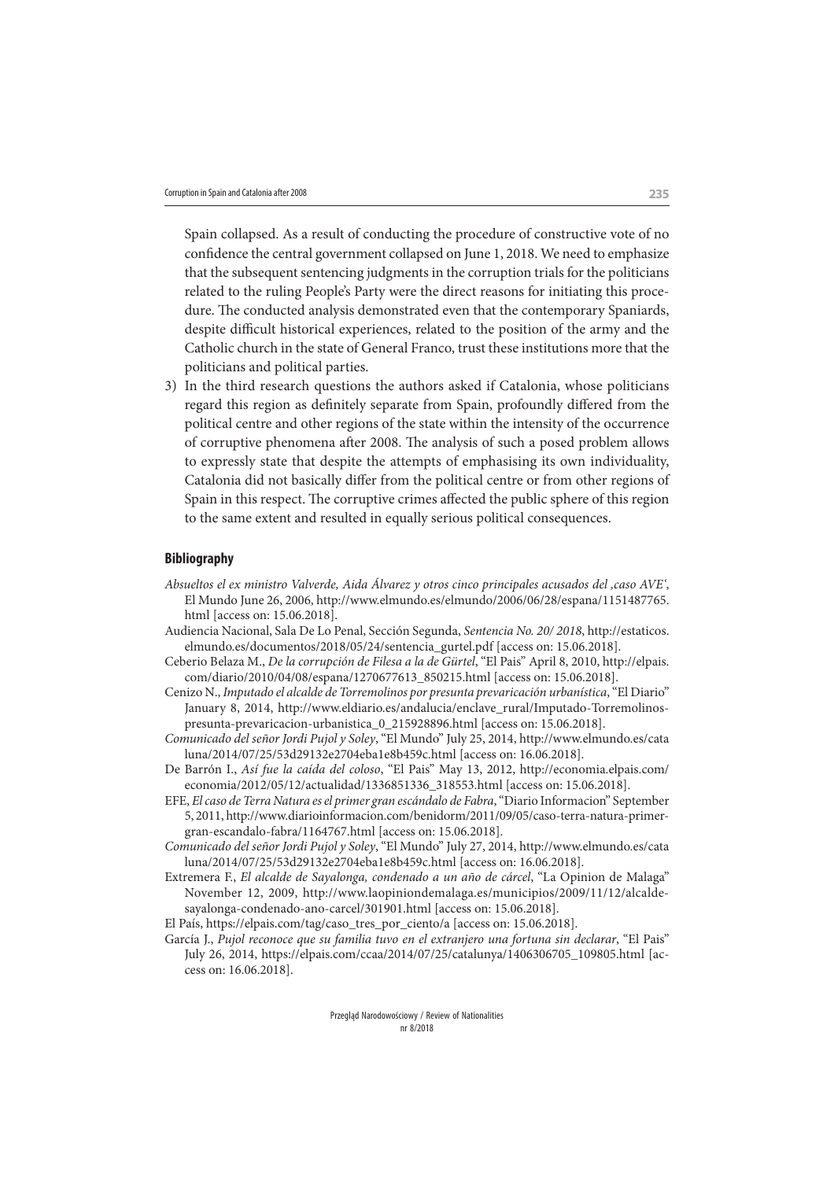Spain collapsed. As a result of conducting the procedure of constructive vote of no confidence the central government collapsed on June 1, 2018. We need to emphasize that the subsequent sentencing judgments in the corruption trials for the politicians related to the ruling People's Party were the direct reasons for initiating this procedure. The conducted analysis demonstrated even that the contemporary Spaniards, despite difficult historical experiences, related to the position of the army and the Catholic church in the state of General Franco, trust these institutions more that the politicians and political parties.

3) In the third research questions the authors asked if Catalonia, whose politicians regard this region as definitely separate from Spain, profoundly differed from the political centre and other regions of the state within the intensity of the occurrence of corruptive phenomena after 2008. The analysis of such a posed problem allows to expressly state that despite the attempts of emphasising its own individuality, Catalonia did not basically differ from the political centre or from other regions of Spain in this respect. The corruptive crimes affected the public sphere of this region to the same extent and resulted in equally serious political consequences.

## Bibliography

*Absueltos el ex ministro Valverde, Aida Álvarez y otros cinco principales acusados del ‚caso AVE'*, El Mundo June 26, 2006, http://www.elmundo.es/elmundo/2006/06/28/espana/1151487765.html [access on: 15.06.2018].

Audiencia Nacional, Sala De Lo Penal, Sección Segunda, *Sentencia No. 20/ 2018*, http://estaticos.elmundo.es/documentos/2018/05/24/sentencia_gurtel.pdf [access on: 15.06.2018].

Ceberio Belaza M., *De la corrupción de Filesa a la de Gürtel*, "El Pais" April 8, 2010, http://elpais.com/diario/2010/04/08/espana/1270677613_850215.html [access on: 15.06.2018].

Cenizo N., *Imputado el alcalde de Torremolinos por presunta prevaricación urbanística*, "El Diario" January 8, 2014, http://www.eldiario.es/andalucia/enclave_rural/Imputado-Torremolinos-presunta-prevaricacion-urbanistica_0_215928896.html [access on: 15.06.2018].

*Comunicado del señor Jordi Pujol y Soley*, "El Mundo" July 25, 2014, http://www.elmundo.es/cataluna/2014/07/25/53d29132e2704eba1e8b459c.html [access on: 16.06.2018].

De Barrón I., *Así fue la caída del coloso*, "El Pais" May 13, 2012, http://economia.elpais.com/economia/2012/05/12/actualidad/1336851336_318553.html [access on: 15.06.2018].

EFE, *El caso de Terra Natura es el primer gran escándalo de Fabra*, "Diario Informacion" September 5, 2011, http://www.diarioinformacion.com/benidorm/2011/09/05/caso-terra-natura-primer-gran-escandalo-fabra/1164767.html [access on: 15.06.2018].

*Comunicado del señor Jordi Pujol y Soley*, "El Mundo" July 27, 2014, http://www.elmundo.es/cataluna/2014/07/25/53d29132e2704eba1e8b459c.html [access on: 16.06.2018].

Extremera F., *El alcalde de Sayalonga, condenado a un año de cárcel*, "La Opinion de Malaga" November 12, 2009, http://www.laopiniondemalaga.es/municipios/2009/11/12/alcalde-sayalonga-condenado-ano-carcel/301901.html [access on: 15.06.2018].

El País, https://elpais.com/tag/caso_tres_por_ciento/a [access on: 15.06.2018].

García J., *Pujol reconoce que su familia tuvo en el extranjero una fortuna sin declarar*, "El Pais" July 26, 2014, https://elpais.com/ccaa/2014/07/25/catalunya/1406306705_109805.html [access on: 16.06.2018].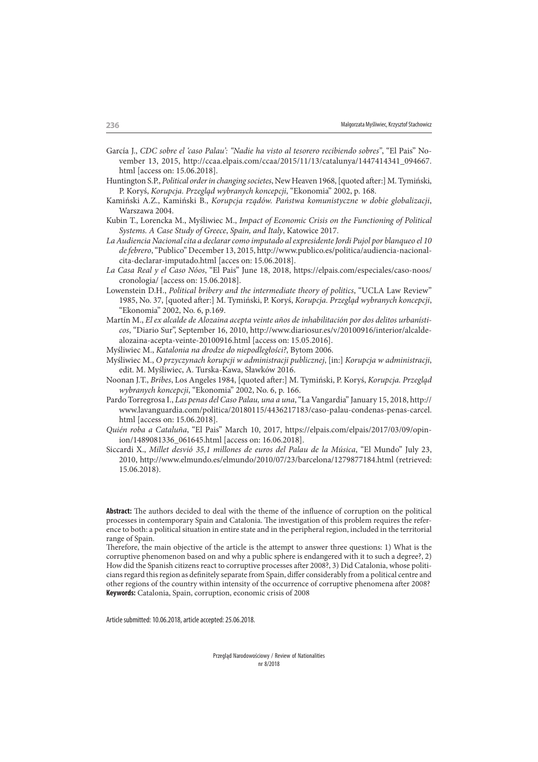García J., *CDC sobre el 'caso Palau': "Nadie ha visto al tesorero recibiendo sobres"*, "El Pais" November 13, 2015, http://ccaa.elpais.com/ccaa/2015/11/13/catalunya/1447414341_094667.html [access on: 15.06.2018].

Huntington S.P., *Political order in changing societes*, New Heaven 1968, [quoted after:] M. Tymiński, P. Koryś, *Korupcja. Przegląd wybranych koncepcji*, "Ekonomia" 2002, p. 168.

Kamiński A.Z., Kamiński B., *Korupcja rządów. Państwa komunistyczne w dobie globalizacji*, Warszawa 2004.

Kubin T., Lorencka M., Myśliwiec M., *Impact of Economic Crisis on the Functioning of Political Systems. A Case Study of Greece, Spain, and Italy*, Katowice 2017.

*La Audiencia Nacional cita a declarar como imputado al expresidente Jordi Pujol por blanqueo el 10 de febrero*, "Publico" December 13, 2015, http://www.publico.es/politica/audiencia-nacional-cita-declarar-imputado.html [acces on: 15.06.2018].

*La Casa Real y el Caso Nóos*, "El Pais" June 18, 2018, https://elpais.com/especiales/caso-noos/cronologia/ [access on: 15.06.2018].

Lowenstein D.H., *Political bribery and the intermediate theory of politics*, "UCLA Law Review" 1985, No. 37, [quoted after:] M. Tymiński, P. Koryś, *Korupcja. Przegląd wybranych koncepcji*, "Ekonomia" 2002, No. 6, p.169.

Martín M., *El ex alcalde de Alozaina acepta veinte años de inhabilitación por dos delitos urbanísticos*, "Diario Sur", September 16, 2010, http://www.diariosur.es/v/20100916/interior/alcalde-alozaina-acepta-veinte-20100916.html [access on: 15.05.2016].

Myśliwiec M., *Katalonia na drodze do niepodległości?*, Bytom 2006.

Myśliwiec M., *O przyczynach korupcji w administracji publicznej*, [in:] *Korupcja w administracji*, edit. M. Myśliwiec, A. Turska-Kawa, Sławków 2016.

Noonan J.T., *Bribes*, Los Angeles 1984, [quoted after:] M. Tymiński, P. Koryś, *Korupcja. Przegląd wybranych koncepcji*, "Ekonomia" 2002, No. 6, p. 166.

Pardo Torregrosa I., *Las penas del Caso Palau, una a una*, "La Vangardia" January 15, 2018, http://www.lavanguardia.com/politica/20180115/4436217183/caso-palau-condenas-penas-carcel.html [access on: 15.06.2018].

*Quién roba a Cataluña*, "El Pais" March 10, 2017, https://elpais.com/elpais/2017/03/09/opinion/1489081336_061645.html [access on: 16.06.2018].

Siccardi X., *Millet desvió 35,1 millones de euros del Palau de la Música*, "El Mundo" July 23, 2010, http://www.elmundo.es/elmundo/2010/07/23/barcelona/1279877184.html (retrieved: 15.06.2018).

**Abstract:** The authors decided to deal with the theme of the influence of corruption on the political processes in contemporary Spain and Catalonia. The investigation of this problem requires the reference to both: a political situation in entire state and in the peripheral region, included in the territorial range of Spain.

Therefore, the main objective of the article is the attempt to answer three questions: 1) What is the corruptive phenomenon based on and why a public sphere is endangered with it to such a degree?, 2) How did the Spanish citizens react to corruptive processes after 2008?, 3) Did Catalonia, whose politicians regard this region as definitely separate from Spain, differ considerably from a political centre and other regions of the country within intensity of the occurrence of corruptive phenomena after 2008?

**Keywords:** Catalonia, Spain, corruption, economic crisis of 2008

Article submitted: 10.06.2018, article accepted: 25.06.2018.